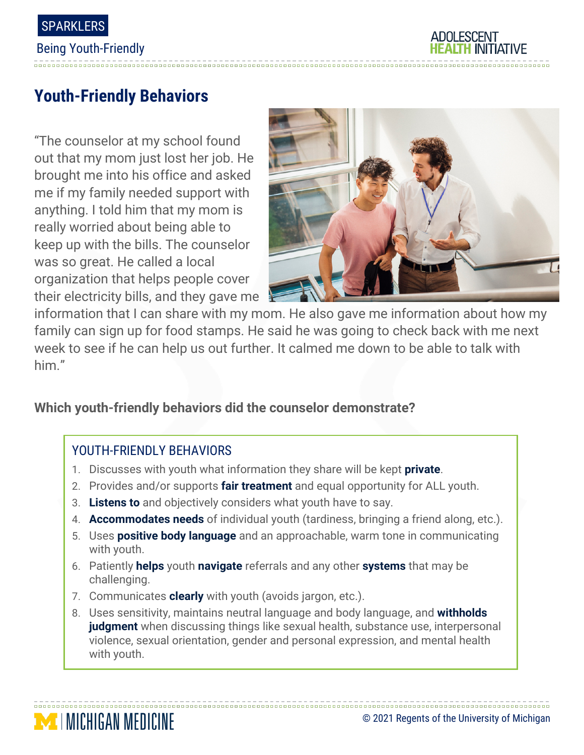SPARKLERS

Being Youth-Friendly

# Youth-Friendly Behaviors

"The counselor at my school found out that my mom just lost her job. He brought me into his office and asked me if my family needed support with anything. I told him that my mom is really worried about being able to keep up with the bills. The counselor was so great. He called a local organization that helps people cover their electricity bills, and they gave me information that I can share with my mom. He also gave me information about how my family can sign up for food stamps. He said he was going to check back with me next week to see if he can help us out further. It calmed me down to be able to talk with him."

**Which youth-friendly behaviors did the counselor demonstrate?**

## YOUTH-FRIENDLY BEHAVIORS

1. Discusses with youth what information they share will be kept **private**.
2. Provides and/or supports **fair treatment** and equal opportunity for ALL youth.
3. **Listens to** and objectively considers what youth have to say.
4. **Accommodates needs** of individual youth (tardiness, bringing a friend along, etc.).
5. Uses **positive body language** and an approachable, warm tone in communicating with youth.
6. Patiently **helps** youth **navigate** referrals and any other **systems** that may be challenging.
7. Communicates **clearly** with youth (avoids jargon, etc.).
8. Uses sensitivity, maintains neutral language and body language, and **withholds judgment** when discussing things like sexual health, substance use, interpersonal violence, sexual orientation, gender and personal expression, and mental health with youth.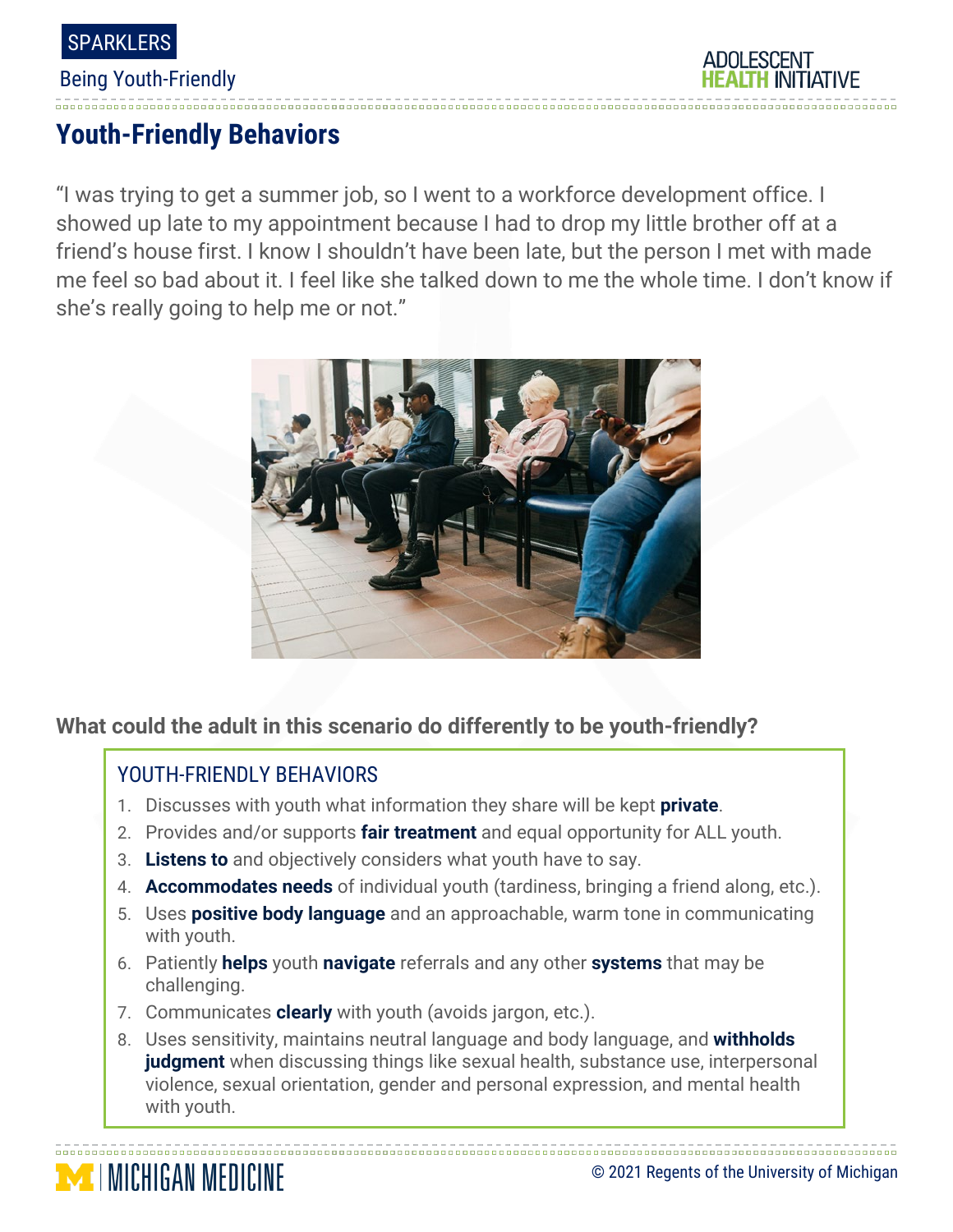## Youth-Friendly Behaviors

"I was trying to get a summer job, so I went to a workforce development office. I showed up late to my appointment because I had to drop my little brother off at a friend's house first. I know I shouldn't have been late, but the person I met with made me feel so bad about it. I feel like she talked down to me the whole time. I don't know if she's really going to help me or not."

**What could the adult in this scenario do differently to be youth-friendly?**

### YOUTH-FRIENDLY BEHAVIORS

1. Discusses with youth what information they share will be kept **private**.
2. Provides and/or supports **fair treatment** and equal opportunity for ALL youth.
3. **Listens to** and objectively considers what youth have to say.
4. **Accommodates needs** of individual youth (tardiness, bringing a friend along, etc.).
5. Uses **positive body language** and an approachable, warm tone in communicating with youth.
6. Patiently **helps** youth **navigate** referrals and any other **systems** that may be challenging.
7. Communicates **clearly** with youth (avoids jargon, etc.).
8. Uses sensitivity, maintains neutral language and body language, and **withholds judgment** when discussing things like sexual health, substance use, interpersonal violence, sexual orientation, gender and personal expression, and mental health with youth.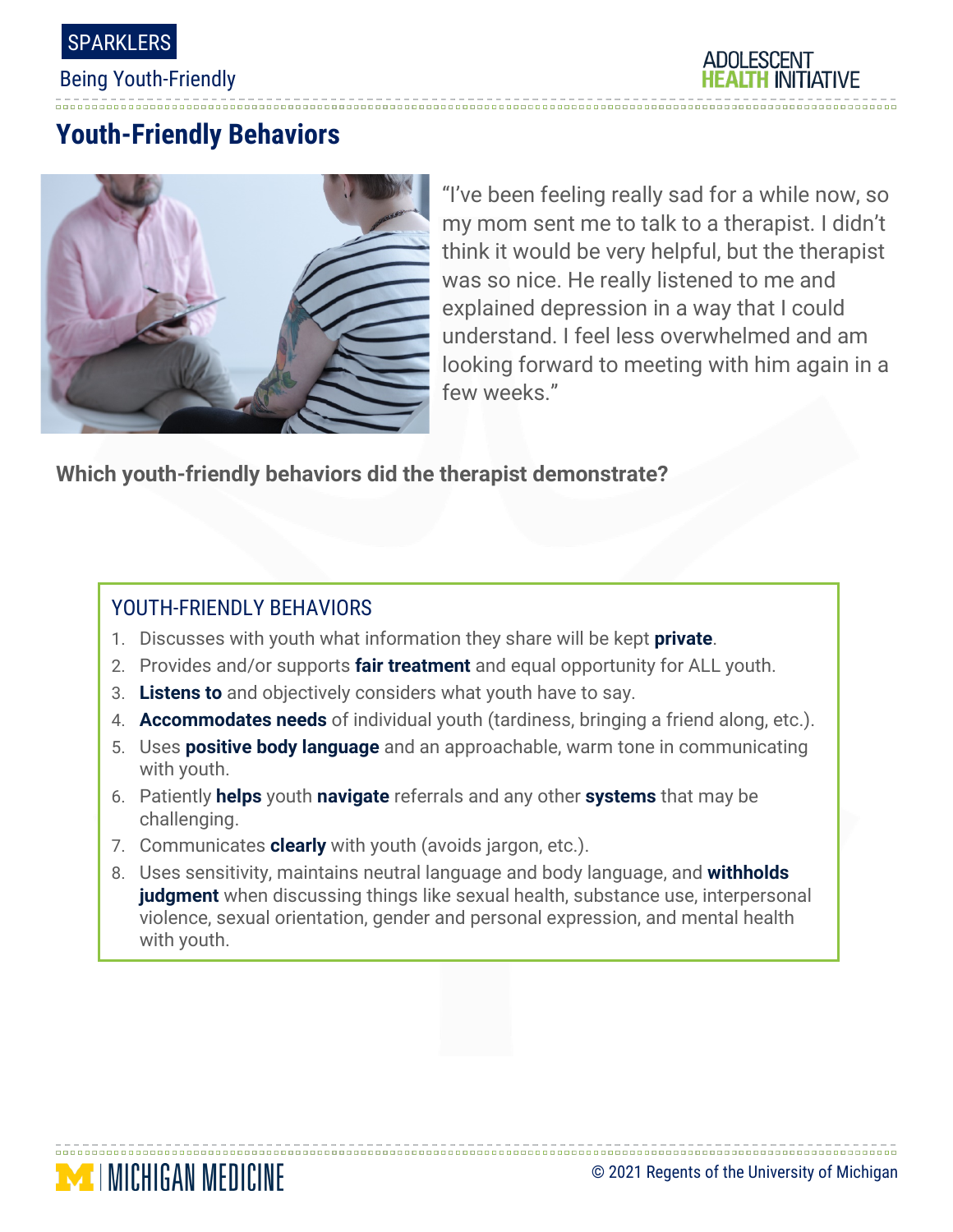# Youth-Friendly Behaviors

"I've been feeling really sad for a while now, so my mom sent me to talk to a therapist. I didn't think it would be very helpful, but the therapist was so nice. He really listened to me and explained depression in a way that I could understand. I feel less overwhelmed and am looking forward to meeting with him again in a few weeks."

**Which youth-friendly behaviors did the therapist demonstrate?**

## YOUTH-FRIENDLY BEHAVIORS

1. Discusses with youth what information they share will be kept **private**.
2. Provides and/or supports **fair treatment** and equal opportunity for ALL youth.
3. **Listens to** and objectively considers what youth have to say.
4. **Accommodates needs** of individual youth (tardiness, bringing a friend along, etc.).
5. Uses **positive body language** and an approachable, warm tone in communicating with youth.
6. Patiently **helps** youth **navigate** referrals and any other **systems** that may be challenging.
7. Communicates **clearly** with youth (avoids jargon, etc.).
8. Uses sensitivity, maintains neutral language and body language, and **withholds judgment** when discussing things like sexual health, substance use, interpersonal violence, sexual orientation, gender and personal expression, and mental health with youth.